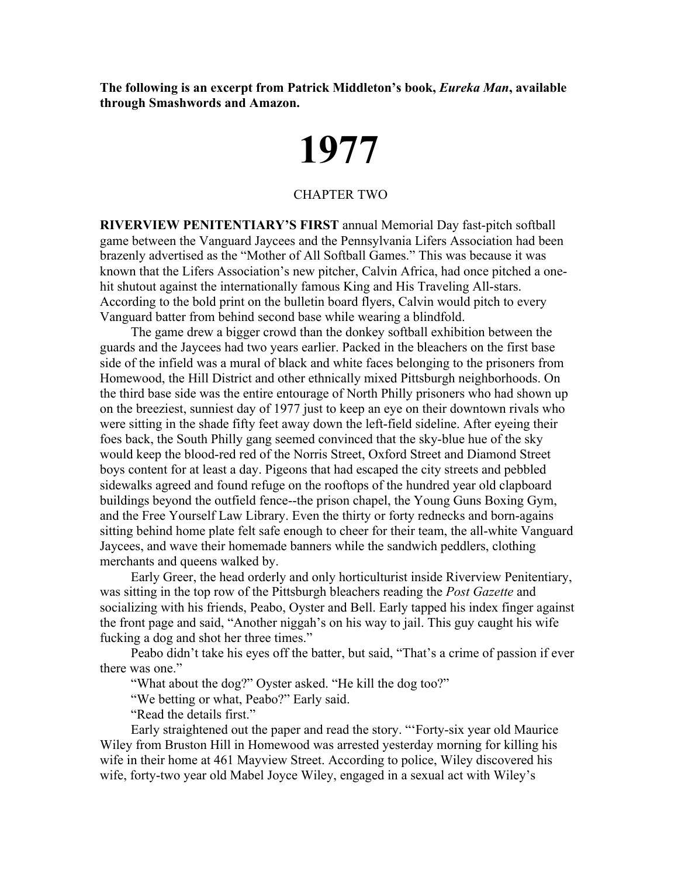**The following is an excerpt from Patrick Middleton's book, *Eureka Man*, available through Smashwords and Amazon.**

# 1977

## CHAPTER TWO

**RIVERVIEW PENITENTIARY'S FIRST** annual Memorial Day fast-pitch softball game between the Vanguard Jaycees and the Pennsylvania Lifers Association had been brazenly advertised as the "Mother of All Softball Games." This was because it was known that the Lifers Association's new pitcher, Calvin Africa, had once pitched a one-hit shutout against the internationally famous King and His Traveling All-stars. According to the bold print on the bulletin board flyers, Calvin would pitch to every Vanguard batter from behind second base while wearing a blindfold.

The game drew a bigger crowd than the donkey softball exhibition between the guards and the Jaycees had two years earlier. Packed in the bleachers on the first base side of the infield was a mural of black and white faces belonging to the prisoners from Homewood, the Hill District and other ethnically mixed Pittsburgh neighborhoods. On the third base side was the entire entourage of North Philly prisoners who had shown up on the breeziest, sunniest day of 1977 just to keep an eye on their downtown rivals who were sitting in the shade fifty feet away down the left-field sideline. After eyeing their foes back, the South Philly gang seemed convinced that the sky-blue hue of the sky would keep the blood-red red of the Norris Street, Oxford Street and Diamond Street boys content for at least a day. Pigeons that had escaped the city streets and pebbled sidewalks agreed and found refuge on the rooftops of the hundred year old clapboard buildings beyond the outfield fence--the prison chapel, the Young Guns Boxing Gym, and the Free Yourself Law Library. Even the thirty or forty rednecks and born-agains sitting behind home plate felt safe enough to cheer for their team, the all-white Vanguard Jaycees, and wave their homemade banners while the sandwich peddlers, clothing merchants and queens walked by.

Early Greer, the head orderly and only horticulturist inside Riverview Penitentiary, was sitting in the top row of the Pittsburgh bleachers reading the *Post Gazette* and socializing with his friends, Peabo, Oyster and Bell. Early tapped his index finger against the front page and said, "Another niggah's on his way to jail. This guy caught his wife fucking a dog and shot her three times."

Peabo didn't take his eyes off the batter, but said, "That's a crime of passion if ever there was one."

"What about the dog?" Oyster asked. "He kill the dog too?"

"We betting or what, Peabo?" Early said.

"Read the details first."

Early straightened out the paper and read the story. "'Forty-six year old Maurice Wiley from Bruston Hill in Homewood was arrested yesterday morning for killing his wife in their home at 461 Mayview Street. According to police, Wiley discovered his wife, forty-two year old Mabel Joyce Wiley, engaged in a sexual act with Wiley's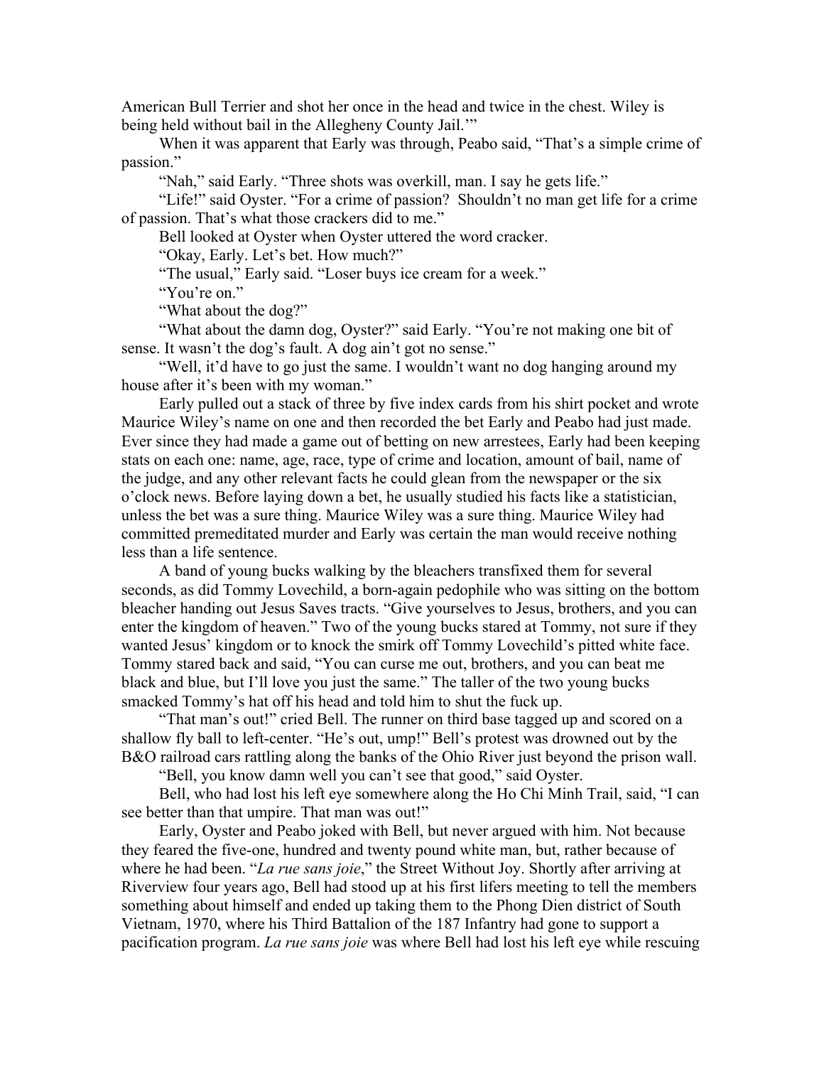American Bull Terrier and shot her once in the head and twice in the chest. Wiley is being held without bail in the Allegheny County Jail.'"

When it was apparent that Early was through, Peabo said, "That's a simple crime of passion."

"Nah," said Early. "Three shots was overkill, man. I say he gets life."

"Life!" said Oyster. "For a crime of passion? Shouldn't no man get life for a crime of passion. That's what those crackers did to me."

Bell looked at Oyster when Oyster uttered the word cracker.

"Okay, Early. Let's bet. How much?"

"The usual," Early said. "Loser buys ice cream for a week."

"You're on."

"What about the dog?"

"What about the damn dog, Oyster?" said Early. "You're not making one bit of sense. It wasn't the dog's fault. A dog ain't got no sense."

"Well, it'd have to go just the same. I wouldn't want no dog hanging around my house after it's been with my woman."

Early pulled out a stack of three by five index cards from his shirt pocket and wrote Maurice Wiley's name on one and then recorded the bet Early and Peabo had just made. Ever since they had made a game out of betting on new arrestees, Early had been keeping stats on each one: name, age, race, type of crime and location, amount of bail, name of the judge, and any other relevant facts he could glean from the newspaper or the six o'clock news. Before laying down a bet, he usually studied his facts like a statistician, unless the bet was a sure thing. Maurice Wiley was a sure thing. Maurice Wiley had committed premeditated murder and Early was certain the man would receive nothing less than a life sentence.

A band of young bucks walking by the bleachers transfixed them for several seconds, as did Tommy Lovechild, a born-again pedophile who was sitting on the bottom bleacher handing out Jesus Saves tracts. "Give yourselves to Jesus, brothers, and you can enter the kingdom of heaven." Two of the young bucks stared at Tommy, not sure if they wanted Jesus' kingdom or to knock the smirk off Tommy Lovechild's pitted white face. Tommy stared back and said, "You can curse me out, brothers, and you can beat me black and blue, but I'll love you just the same." The taller of the two young bucks smacked Tommy's hat off his head and told him to shut the fuck up.

"That man's out!" cried Bell. The runner on third base tagged up and scored on a shallow fly ball to left-center. "He's out, ump!" Bell's protest was drowned out by the B&O railroad cars rattling along the banks of the Ohio River just beyond the prison wall.

"Bell, you know damn well you can't see that good," said Oyster.

Bell, who had lost his left eye somewhere along the Ho Chi Minh Trail, said, "I can see better than that umpire. That man was out!"

Early, Oyster and Peabo joked with Bell, but never argued with him. Not because they feared the five-one, hundred and twenty pound white man, but, rather because of where he had been. "*La rue sans joie*," the Street Without Joy. Shortly after arriving at Riverview four years ago, Bell had stood up at his first lifers meeting to tell the members something about himself and ended up taking them to the Phong Dien district of South Vietnam, 1970, where his Third Battalion of the 187 Infantry had gone to support a pacification program. *La rue sans joie* was where Bell had lost his left eye while rescuing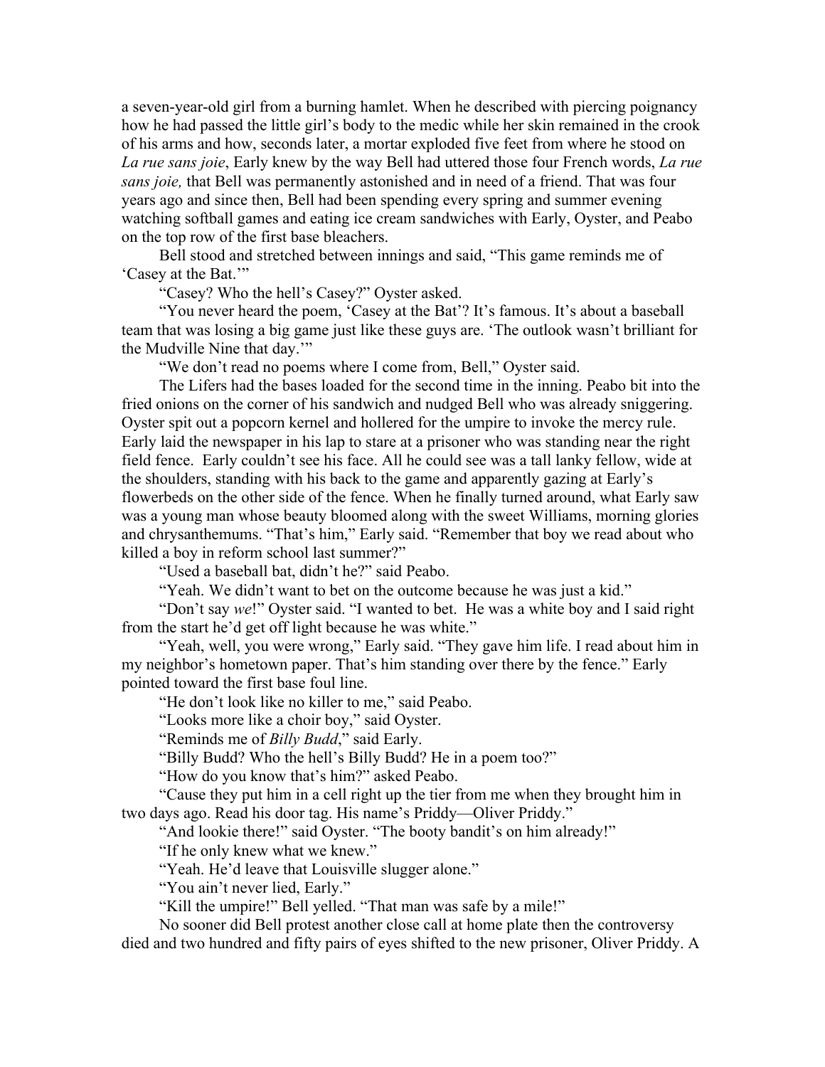a seven-year-old girl from a burning hamlet. When he described with piercing poignancy how he had passed the little girl's body to the medic while her skin remained in the crook of his arms and how, seconds later, a mortar exploded five feet from where he stood on *La rue sans joie*, Early knew by the way Bell had uttered those four French words, *La rue sans joie,* that Bell was permanently astonished and in need of a friend. That was four years ago and since then, Bell had been spending every spring and summer evening watching softball games and eating ice cream sandwiches with Early, Oyster, and Peabo on the top row of the first base bleachers.

Bell stood and stretched between innings and said, "This game reminds me of 'Casey at the Bat.'"

"Casey? Who the hell's Casey?" Oyster asked.

"You never heard the poem, 'Casey at the Bat'? It's famous. It's about a baseball team that was losing a big game just like these guys are. 'The outlook wasn't brilliant for the Mudville Nine that day.'"

"We don't read no poems where I come from, Bell," Oyster said.

The Lifers had the bases loaded for the second time in the inning. Peabo bit into the fried onions on the corner of his sandwich and nudged Bell who was already sniggering. Oyster spit out a popcorn kernel and hollered for the umpire to invoke the mercy rule. Early laid the newspaper in his lap to stare at a prisoner who was standing near the right field fence. Early couldn't see his face. All he could see was a tall lanky fellow, wide at the shoulders, standing with his back to the game and apparently gazing at Early's flowerbeds on the other side of the fence. When he finally turned around, what Early saw was a young man whose beauty bloomed along with the sweet Williams, morning glories and chrysanthemums. "That's him," Early said. "Remember that boy we read about who killed a boy in reform school last summer?"

"Used a baseball bat, didn't he?" said Peabo.

"Yeah. We didn't want to bet on the outcome because he was just a kid."

"Don't say *we*!" Oyster said. "I wanted to bet. He was a white boy and I said right from the start he'd get off light because he was white."

"Yeah, well, you were wrong," Early said. "They gave him life. I read about him in my neighbor's hometown paper. That's him standing over there by the fence." Early pointed toward the first base foul line.

"He don't look like no killer to me," said Peabo.

"Looks more like a choir boy," said Oyster.

"Reminds me of *Billy Budd*," said Early.

"Billy Budd? Who the hell's Billy Budd? He in a poem too?"

"How do you know that's him?" asked Peabo.

"Cause they put him in a cell right up the tier from me when they brought him in two days ago. Read his door tag. His name's Priddy—Oliver Priddy."

"And lookie there!" said Oyster. "The booty bandit's on him already!"

"If he only knew what we knew."

"Yeah. He'd leave that Louisville slugger alone."

"You ain't never lied, Early."

"Kill the umpire!" Bell yelled. "That man was safe by a mile!"

No sooner did Bell protest another close call at home plate then the controversy died and two hundred and fifty pairs of eyes shifted to the new prisoner, Oliver Priddy. A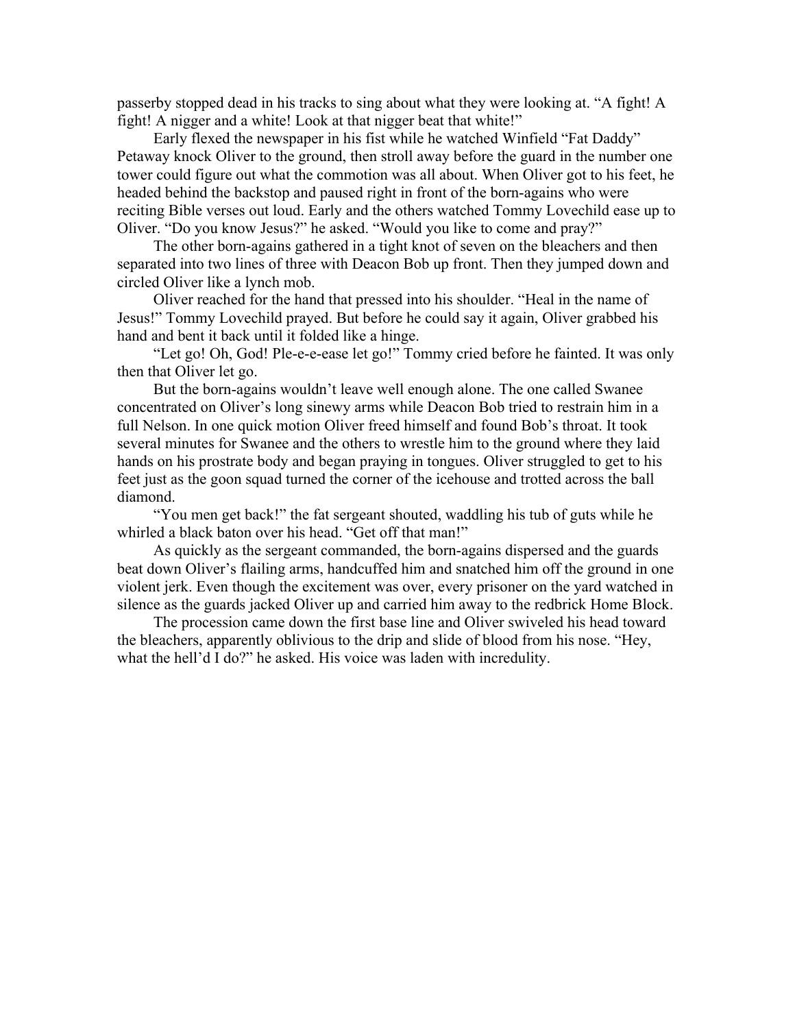passerby stopped dead in his tracks to sing about what they were looking at. “A fight! A fight! A nigger and a white! Look at that nigger beat that white!”

Early flexed the newspaper in his fist while he watched Winfield “Fat Daddy” Petaway knock Oliver to the ground, then stroll away before the guard in the number one tower could figure out what the commotion was all about. When Oliver got to his feet, he headed behind the backstop and paused right in front of the born-agains who were reciting Bible verses out loud. Early and the others watched Tommy Lovechild ease up to Oliver. “Do you know Jesus?” he asked. “Would you like to come and pray?”

The other born-agains gathered in a tight knot of seven on the bleachers and then separated into two lines of three with Deacon Bob up front. Then they jumped down and circled Oliver like a lynch mob.

Oliver reached for the hand that pressed into his shoulder. “Heal in the name of Jesus!” Tommy Lovechild prayed. But before he could say it again, Oliver grabbed his hand and bent it back until it folded like a hinge.

“Let go! Oh, God! Ple-e-e-ease let go!” Tommy cried before he fainted. It was only then that Oliver let go.

But the born-agains wouldn’t leave well enough alone. The one called Swanee concentrated on Oliver’s long sinewy arms while Deacon Bob tried to restrain him in a full Nelson. In one quick motion Oliver freed himself and found Bob’s throat. It took several minutes for Swanee and the others to wrestle him to the ground where they laid hands on his prostrate body and began praying in tongues. Oliver struggled to get to his feet just as the goon squad turned the corner of the icehouse and trotted across the ball diamond.

“You men get back!” the fat sergeant shouted, waddling his tub of guts while he whirled a black baton over his head. “Get off that man!”

As quickly as the sergeant commanded, the born-agains dispersed and the guards beat down Oliver’s flailing arms, handcuffed him and snatched him off the ground in one violent jerk. Even though the excitement was over, every prisoner on the yard watched in silence as the guards jacked Oliver up and carried him away to the redbrick Home Block.

The procession came down the first base line and Oliver swiveled his head toward the bleachers, apparently oblivious to the drip and slide of blood from his nose. “Hey, what the hell’d I do?” he asked. His voice was laden with incredulity.